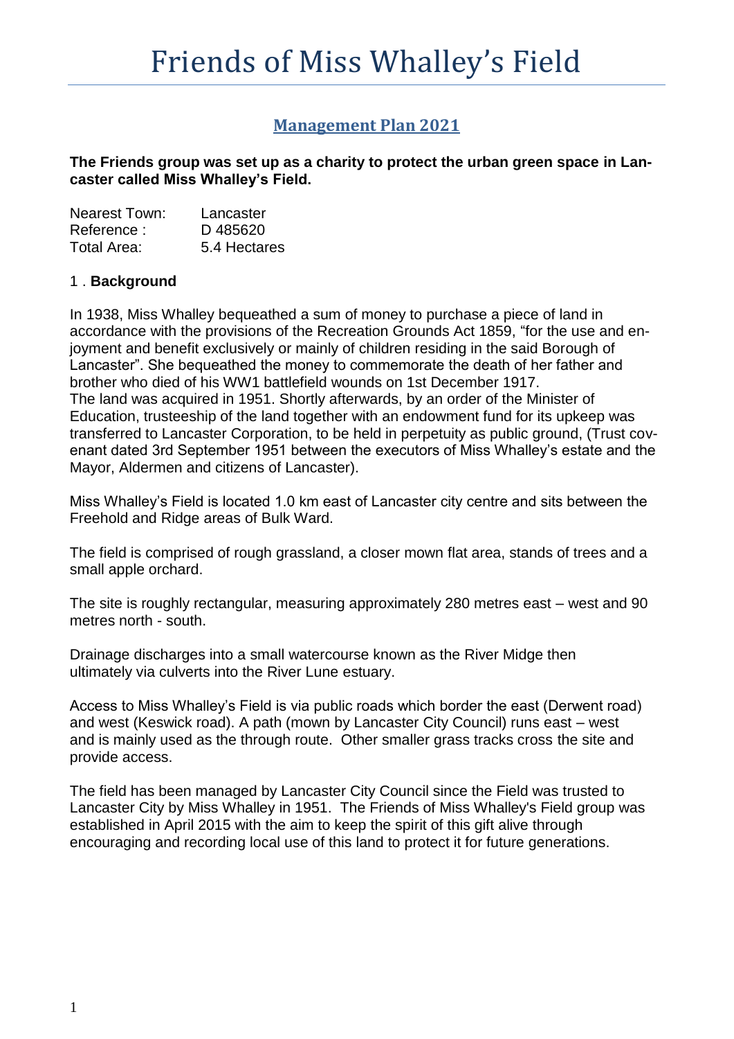# Friends of Miss Whalley's Field

## Management Plan 2021

**The Friends group was set up as a charity to protect the urban green space in Lancaster called Miss Whalley's Field.**

| | |
|---|---|
| Nearest Town: | Lancaster |
| Reference : | D 485620 |
| Total Area: | 5.4 Hectares |

### 1 . Background

In 1938, Miss Whalley bequeathed a sum of money to purchase a piece of land in accordance with the provisions of the Recreation Grounds Act 1859, "for the use and enjoyment and benefit exclusively or mainly of children residing in the said Borough of Lancaster". She bequeathed the money to commemorate the death of her father and brother who died of his WW1 battlefield wounds on 1st December 1917.
The land was acquired in 1951. Shortly afterwards, by an order of the Minister of Education, trusteeship of the land together with an endowment fund for its upkeep was transferred to Lancaster Corporation, to be held in perpetuity as public ground, (Trust covenant dated 3rd September 1951 between the executors of Miss Whalley's estate and the Mayor, Aldermen and citizens of Lancaster).

Miss Whalley's Field is located 1.0 km east of Lancaster city centre and sits between the Freehold and Ridge areas of Bulk Ward.

The field is comprised of rough grassland, a closer mown flat area, stands of trees and a small apple orchard.

The site is roughly rectangular, measuring approximately 280 metres east – west and 90 metres north - south.

Drainage discharges into a small watercourse known as the River Midge then ultimately via culverts into the River Lune estuary.

Access to Miss Whalley's Field is via public roads which border the east (Derwent road) and west (Keswick road). A path (mown by Lancaster City Council) runs east – west and is mainly used as the through route. Other smaller grass tracks cross the site and provide access.

The field has been managed by Lancaster City Council since the Field was trusted to Lancaster City by Miss Whalley in 1951. The Friends of Miss Whalley's Field group was established in April 2015 with the aim to keep the spirit of this gift alive through encouraging and recording local use of this land to protect it for future generations.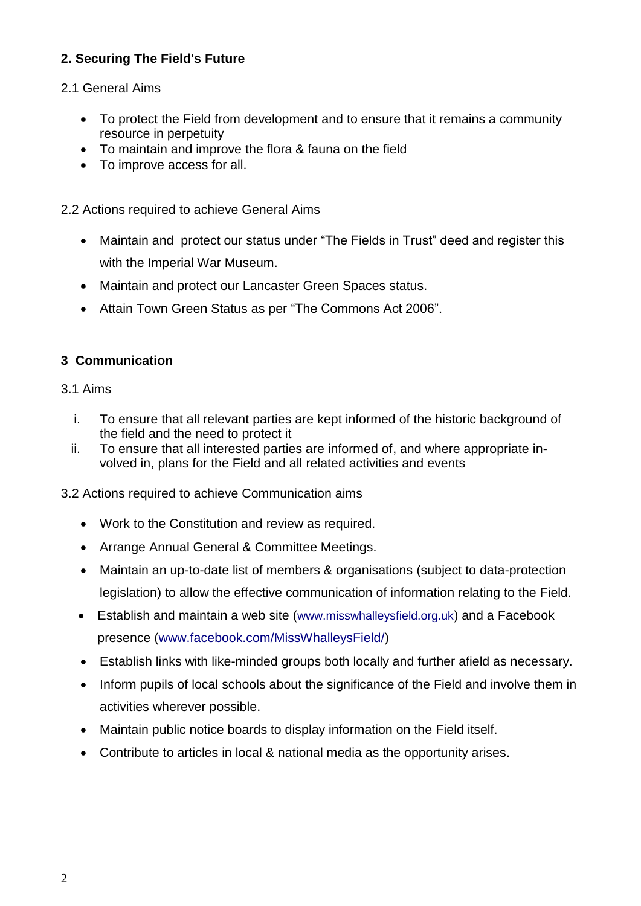## 2. Securing The Field's Future

2.1 General Aims

- To protect the Field from development and to ensure that it remains a community resource in perpetuity
- To maintain and improve the flora & fauna on the field
- To improve access for all.

2.2 Actions required to achieve General Aims

- Maintain and protect our status under "The Fields in Trust" deed and register this with the Imperial War Museum.
- Maintain and protect our Lancaster Green Spaces status.
- Attain Town Green Status as per "The Commons Act 2006".

## 3 Communication

3.1 Aims

i. To ensure that all relevant parties are kept informed of the historic background of the field and the need to protect it
ii. To ensure that all interested parties are informed of, and where appropriate involved in, plans for the Field and all related activities and events

3.2 Actions required to achieve Communication aims

- Work to the Constitution and review as required.
- Arrange Annual General & Committee Meetings.
- Maintain an up-to-date list of members & organisations (subject to data-protection legislation) to allow the effective communication of information relating to the Field.
- Establish and maintain a web site (www.misswhalleysfield.org.uk) and a Facebook presence (www.facebook.com/MissWhalleysField/)
- Establish links with like-minded groups both locally and further afield as necessary.
- Inform pupils of local schools about the significance of the Field and involve them in activities wherever possible.
- Maintain public notice boards to display information on the Field itself.
- Contribute to articles in local & national media as the opportunity arises.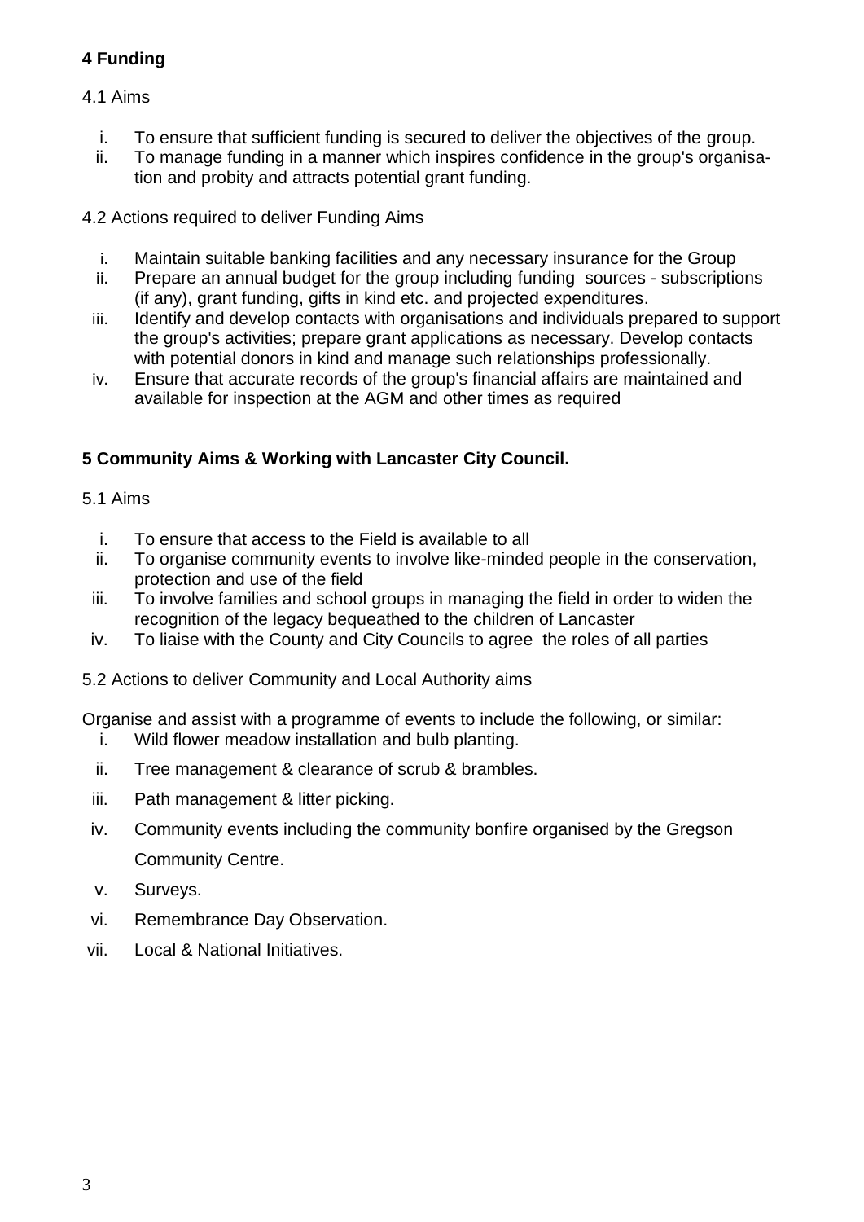## 4 Funding

4.1 Aims

i. To ensure that sufficient funding is secured to deliver the objectives of the group.
ii. To manage funding in a manner which inspires confidence in the group's organisation and probity and attracts potential grant funding.

4.2 Actions required to deliver Funding Aims

i. Maintain suitable banking facilities and any necessary insurance for the Group
ii. Prepare an annual budget for the group including funding sources - subscriptions (if any), grant funding, gifts in kind etc. and projected expenditures.
iii. Identify and develop contacts with organisations and individuals prepared to support the group's activities; prepare grant applications as necessary. Develop contacts with potential donors in kind and manage such relationships professionally.
iv. Ensure that accurate records of the group's financial affairs are maintained and available for inspection at the AGM and other times as required

## 5 Community Aims & Working with Lancaster City Council.

5.1 Aims

i. To ensure that access to the Field is available to all
ii. To organise community events to involve like-minded people in the conservation, protection and use of the field
iii. To involve families and school groups in managing the field in order to widen the recognition of the legacy bequeathed to the children of Lancaster
iv. To liaise with the County and City Councils to agree the roles of all parties

5.2 Actions to deliver Community and Local Authority aims

Organise and assist with a programme of events to include the following, or similar:

i. Wild flower meadow installation and bulb planting.
ii. Tree management & clearance of scrub & brambles.
iii. Path management & litter picking.
iv. Community events including the community bonfire organised by the Gregson Community Centre.
v. Surveys.
vi. Remembrance Day Observation.
vii. Local & National Initiatives.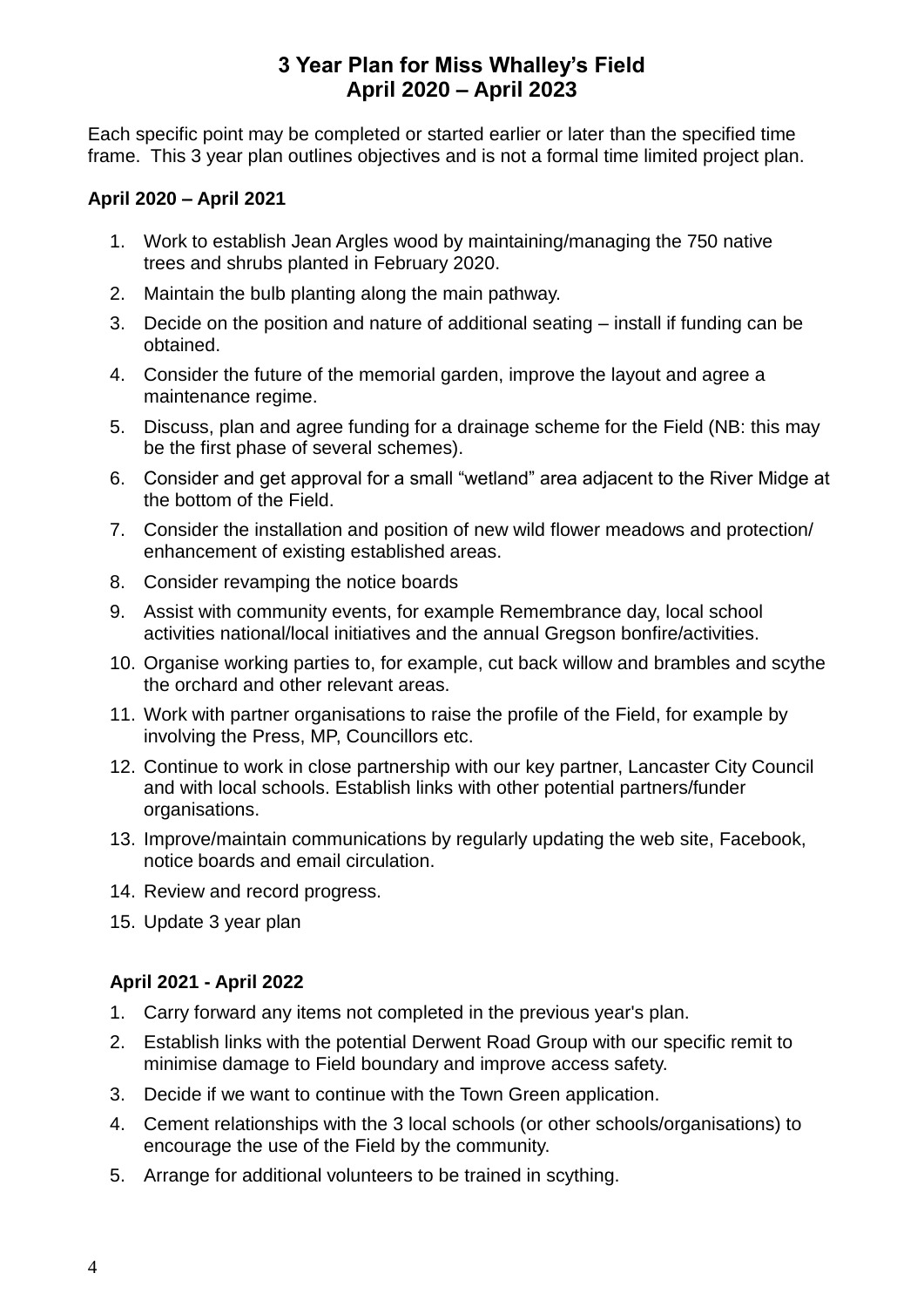# 3 Year Plan for Miss Whalley's Field
# April 2020 – April 2023

Each specific point may be completed or started earlier or later than the specified time frame. This 3 year plan outlines objectives and is not a formal time limited project plan.

**April 2020 – April 2021**

1. Work to establish Jean Argles wood by maintaining/managing the 750 native trees and shrubs planted in February 2020.
2. Maintain the bulb planting along the main pathway.
3. Decide on the position and nature of additional seating – install if funding can be obtained.
4. Consider the future of the memorial garden, improve the layout and agree a maintenance regime.
5. Discuss, plan and agree funding for a drainage scheme for the Field (NB: this may be the first phase of several schemes).
6. Consider and get approval for a small "wetland" area adjacent to the River Midge at the bottom of the Field.
7. Consider the installation and position of new wild flower meadows and protection/ enhancement of existing established areas.
8. Consider revamping the notice boards
9. Assist with community events, for example Remembrance day, local school activities national/local initiatives and the annual Gregson bonfire/activities.
10. Organise working parties to, for example, cut back willow and brambles and scythe the orchard and other relevant areas.
11. Work with partner organisations to raise the profile of the Field, for example by involving the Press, MP, Councillors etc.
12. Continue to work in close partnership with our key partner, Lancaster City Council and with local schools. Establish links with other potential partners/funder organisations.
13. Improve/maintain communications by regularly updating the web site, Facebook, notice boards and email circulation.
14. Review and record progress.
15. Update 3 year plan

**April 2021 - April 2022**

1. Carry forward any items not completed in the previous year's plan.
2. Establish links with the potential Derwent Road Group with our specific remit to minimise damage to Field boundary and improve access safety.
3. Decide if we want to continue with the Town Green application.
4. Cement relationships with the 3 local schools (or other schools/organisations) to encourage the use of the Field by the community.
5. Arrange for additional volunteers to be trained in scything.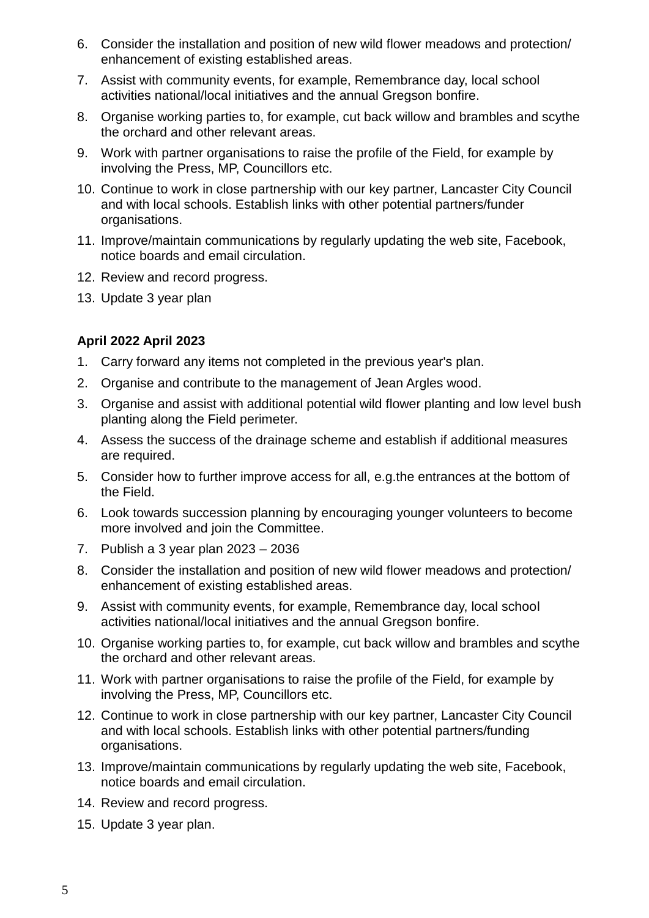6. Consider the installation and position of new wild flower meadows and protection/ enhancement of existing established areas.
7. Assist with community events, for example, Remembrance day, local school activities national/local initiatives and the annual Gregson bonfire.
8. Organise working parties to, for example, cut back willow and brambles and scythe the orchard and other relevant areas.
9. Work with partner organisations to raise the profile of the Field, for example by involving the Press, MP, Councillors etc.
10. Continue to work in close partnership with our key partner, Lancaster City Council and with local schools. Establish links with other potential partners/funder organisations.
11. Improve/maintain communications by regularly updating the web site, Facebook, notice boards and email circulation.
12. Review and record progress.
13. Update 3 year plan

**April 2022 April 2023**

1. Carry forward any items not completed in the previous year's plan.
2. Organise and contribute to the management of Jean Argles wood.
3. Organise and assist with additional potential wild flower planting and low level bush planting along the Field perimeter.
4. Assess the success of the drainage scheme and establish if additional measures are required.
5. Consider how to further improve access for all, e.g.the entrances at the bottom of the Field.
6. Look towards succession planning by encouraging younger volunteers to become more involved and join the Committee.
7. Publish a 3 year plan 2023 – 2036
8. Consider the installation and position of new wild flower meadows and protection/ enhancement of existing established areas.
9. Assist with community events, for example, Remembrance day, local school activities national/local initiatives and the annual Gregson bonfire.
10. Organise working parties to, for example, cut back willow and brambles and scythe the orchard and other relevant areas.
11. Work with partner organisations to raise the profile of the Field, for example by involving the Press, MP, Councillors etc.
12. Continue to work in close partnership with our key partner, Lancaster City Council and with local schools. Establish links with other potential partners/funding organisations.
13. Improve/maintain communications by regularly updating the web site, Facebook, notice boards and email circulation.
14. Review and record progress.
15. Update 3 year plan.